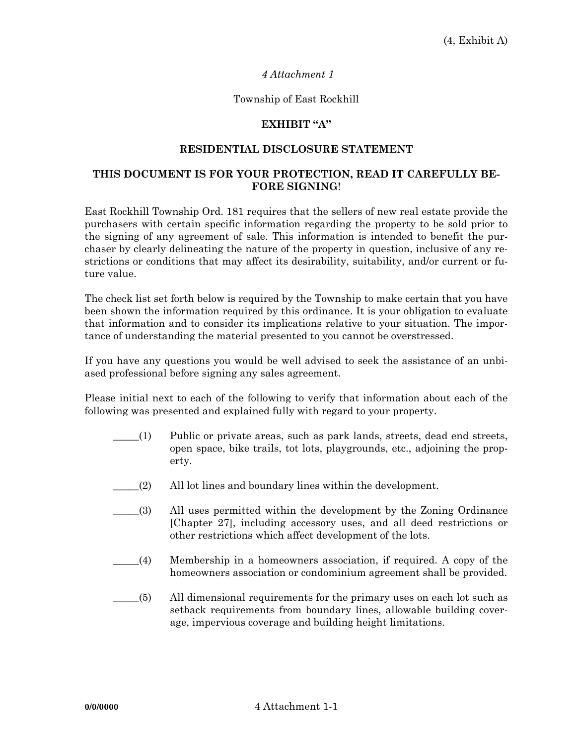*4 Attachment 1*

Township of East Rockhill

## EXHIBIT "A"

## RESIDENTIAL DISCLOSURE STATEMENT

**THIS DOCUMENT IS FOR YOUR PROTECTION, READ IT CAREFULLY BEFORE SIGNING!**

East Rockhill Township Ord. 181 requires that the sellers of new real estate provide the purchasers with certain specific information regarding the property to be sold prior to the signing of any agreement of sale. This information is intended to benefit the purchaser by clearly delineating the nature of the property in question, inclusive of any restrictions or conditions that may affect its desirability, suitability, and/or current or future value.

The check list set forth below is required by the Township to make certain that you have been shown the information required by this ordinance. It is your obligation to evaluate that information and to consider its implications relative to your situation. The importance of understanding the material presented to you cannot be overstressed.

If you have any questions you would be well advised to seek the assistance of an unbiased professional before signing any sales agreement.

Please initial next to each of the following to verify that information about each of the following was presented and explained fully with regard to your property.

_____(1) Public or private areas, such as park lands, streets, dead end streets, open space, bike trails, tot lots, playgrounds, etc., adjoining the property.

_____(2) All lot lines and boundary lines within the development.

_____(3) All uses permitted within the development by the Zoning Ordinance [Chapter 27], including accessory uses, and all deed restrictions or other restrictions which affect development of the lots.

_____(4) Membership in a homeowners association, if required. A copy of the homeowners association or condominium agreement shall be provided.

_____(5) All dimensional requirements for the primary uses on each lot such as setback requirements from boundary lines, allowable building coverage, impervious coverage and building height limitations.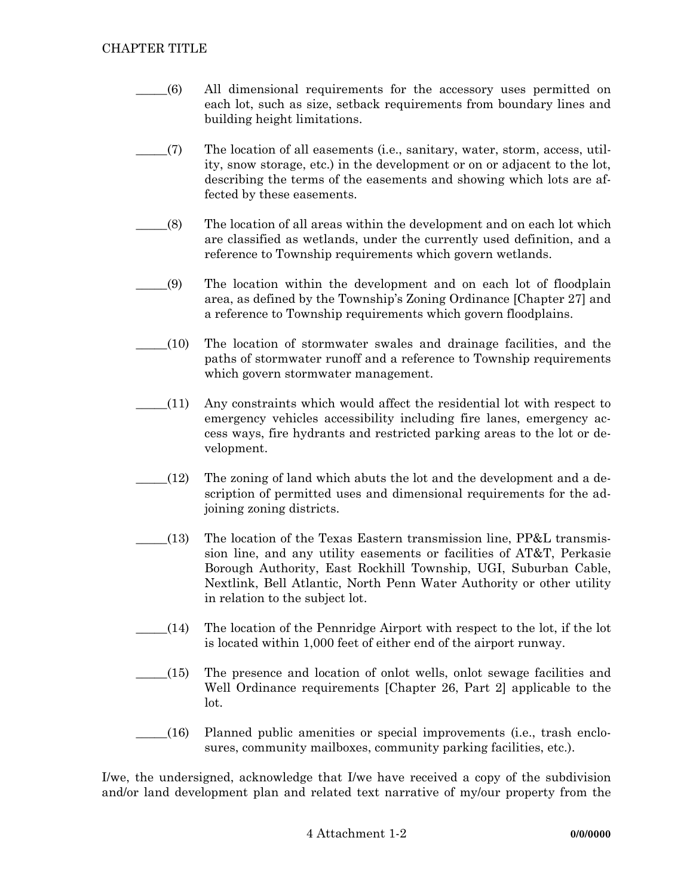_____(6) All dimensional requirements for the accessory uses permitted on each lot, such as size, setback requirements from boundary lines and building height limitations.

_____(7) The location of all easements (i.e., sanitary, water, storm, access, utility, snow storage, etc.) in the development or on or adjacent to the lot, describing the terms of the easements and showing which lots are affected by these easements.

_____(8) The location of all areas within the development and on each lot which are classified as wetlands, under the currently used definition, and a reference to Township requirements which govern wetlands.

_____(9) The location within the development and on each lot of floodplain area, as defined by the Township's Zoning Ordinance [Chapter 27] and a reference to Township requirements which govern floodplains.

_____(10) The location of stormwater swales and drainage facilities, and the paths of stormwater runoff and a reference to Township requirements which govern stormwater management.

_____(11) Any constraints which would affect the residential lot with respect to emergency vehicles accessibility including fire lanes, emergency access ways, fire hydrants and restricted parking areas to the lot or development.

_____(12) The zoning of land which abuts the lot and the development and a description of permitted uses and dimensional requirements for the adjoining zoning districts.

_____(13) The location of the Texas Eastern transmission line, PP&L transmission line, and any utility easements or facilities of AT&T, Perkasie Borough Authority, East Rockhill Township, UGI, Suburban Cable, Nextlink, Bell Atlantic, North Penn Water Authority or other utility in relation to the subject lot.

_____(14) The location of the Pennridge Airport with respect to the lot, if the lot is located within 1,000 feet of either end of the airport runway.

_____(15) The presence and location of onlot wells, onlot sewage facilities and Well Ordinance requirements [Chapter 26, Part 2] applicable to the lot.

_____(16) Planned public amenities or special improvements (i.e., trash enclosures, community mailboxes, community parking facilities, etc.).

I/we, the undersigned, acknowledge that I/we have received a copy of the subdivision and/or land development plan and related text narrative of my/our property from the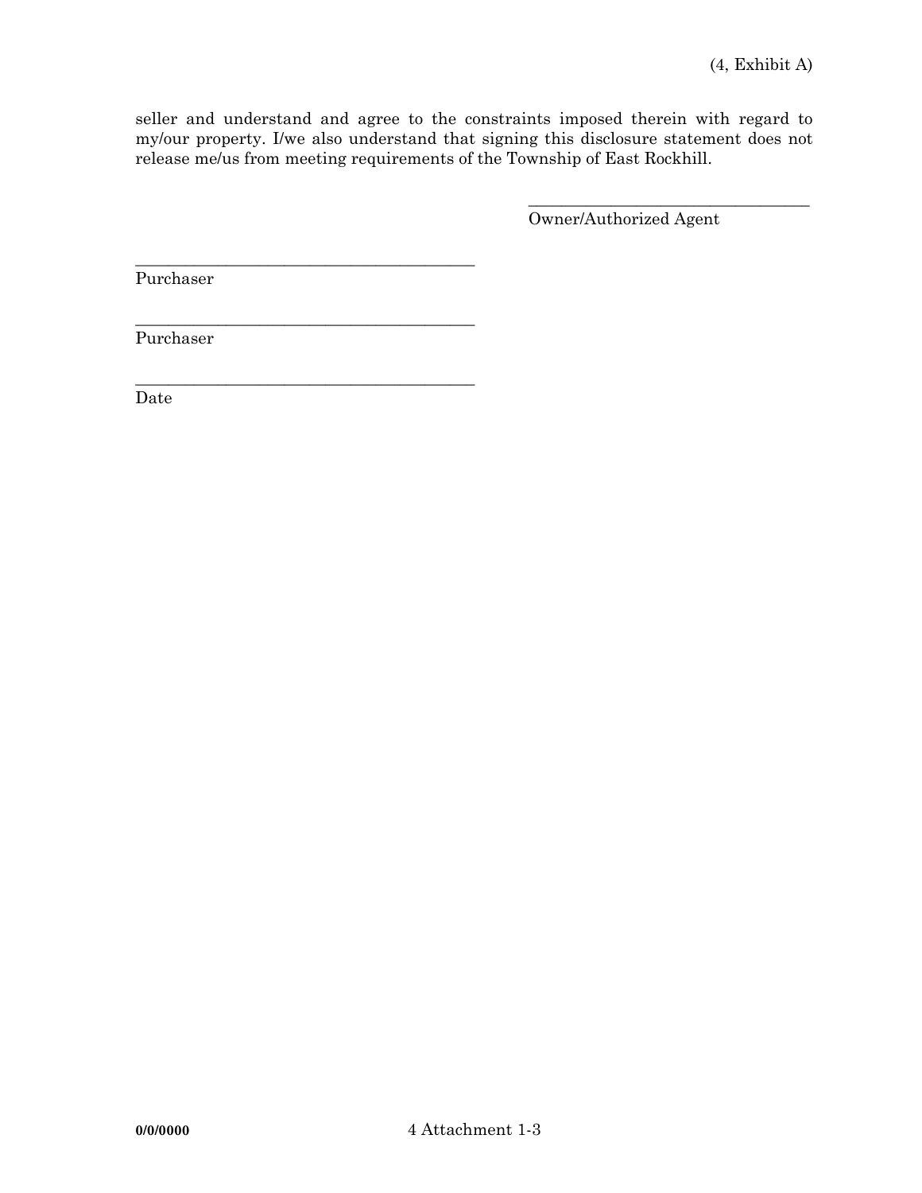seller and understand and agree to the constraints imposed therein with regard to my/our property. I/we also understand that signing this disclosure statement does not release me/us from meeting requirements of the Township of East Rockhill.

\_\_\_\_\_\_\_\_\_\_\_\_\_\_\_\_\_\_\_\_\_\_\_\_\_\_\_\_\_\_\_\_\_\_
Owner/Authorized Agent

\_\_\_\_\_\_\_\_\_\_\_\_\_\_\_\_\_\_\_\_\_\_\_\_\_\_\_\_\_\_\_\_\_\_\_\_\_\_\_\_
Purchaser

\_\_\_\_\_\_\_\_\_\_\_\_\_\_\_\_\_\_\_\_\_\_\_\_\_\_\_\_\_\_\_\_\_\_\_\_\_\_\_\_
Purchaser

\_\_\_\_\_\_\_\_\_\_\_\_\_\_\_\_\_\_\_\_\_\_\_\_\_\_\_\_\_\_\_\_\_\_\_\_\_\_\_\_
Date